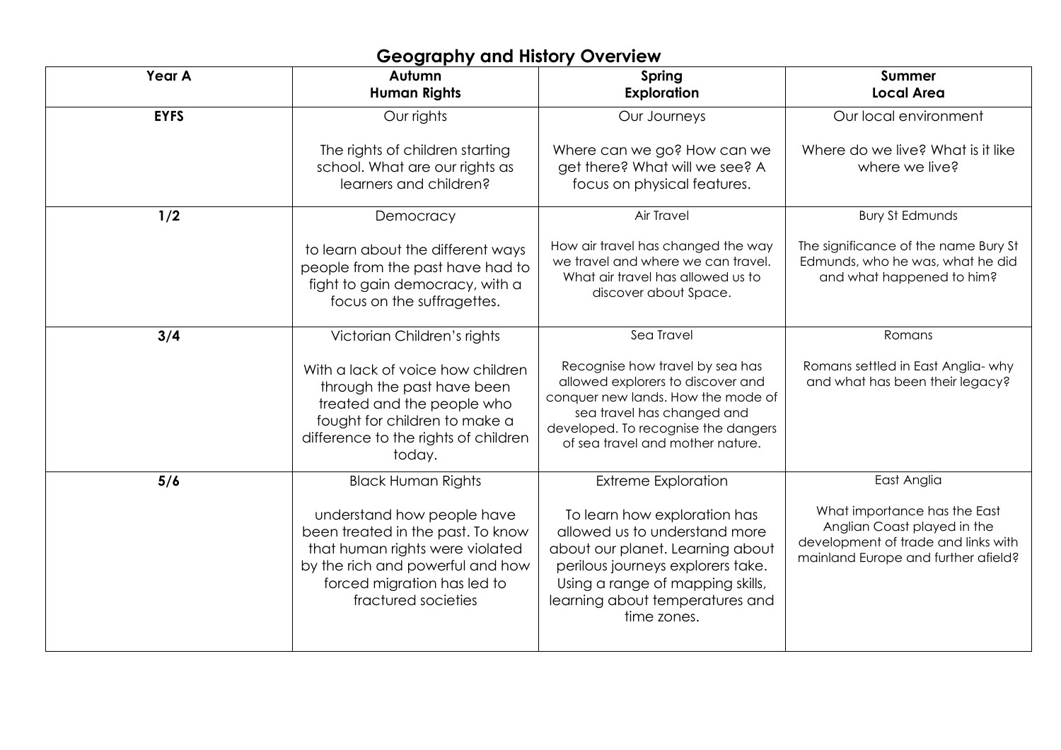# Geography and History Overview

| Year A | Autumn<br>**Human Rights** | Spring<br>**Exploration** | Summer<br>**Local Area** |
|---|---|---|---|
| **EYFS** | Our rights<br><br>The rights of children starting school. What are our rights as learners and children? | Our Journeys<br><br>Where can we go? How can we get there? What will we see? A focus on physical features. | Our local environment<br><br>Where do we live? What is it like where we live? |
| **1/2** | Democracy<br><br>to learn about the different ways people from the past have had to fight to gain democracy, with a focus on the suffragettes. | Air Travel<br><br>How air travel has changed the way we travel and where we can travel. What air travel has allowed us to discover about Space. | Bury St Edmunds<br><br>The significance of the name Bury St Edmunds, who he was, what he did and what happened to him? |
| **3/4** | Victorian Children's rights<br><br>With a lack of voice how children through the past have been treated and the people who fought for children to make a difference to the rights of children today. | Sea Travel<br><br>Recognise how travel by sea has allowed explorers to discover and conquer new lands. How the mode of sea travel has changed and developed. To recognise the dangers of sea travel and mother nature. | Romans<br><br>Romans settled in East Anglia- why and what has been their legacy? |
| **5/6** | Black Human Rights<br><br>understand how people have been treated in the past. To know that human rights were violated by the rich and powerful and how forced migration has led to fractured societies | Extreme Exploration<br><br>To learn how exploration has allowed us to understand more about our planet. Learning about perilous journeys explorers take. Using a range of mapping skills, learning about temperatures and time zones. | East Anglia<br><br>What importance has the East Anglian Coast played in the development of trade and links with mainland Europe and further afield? |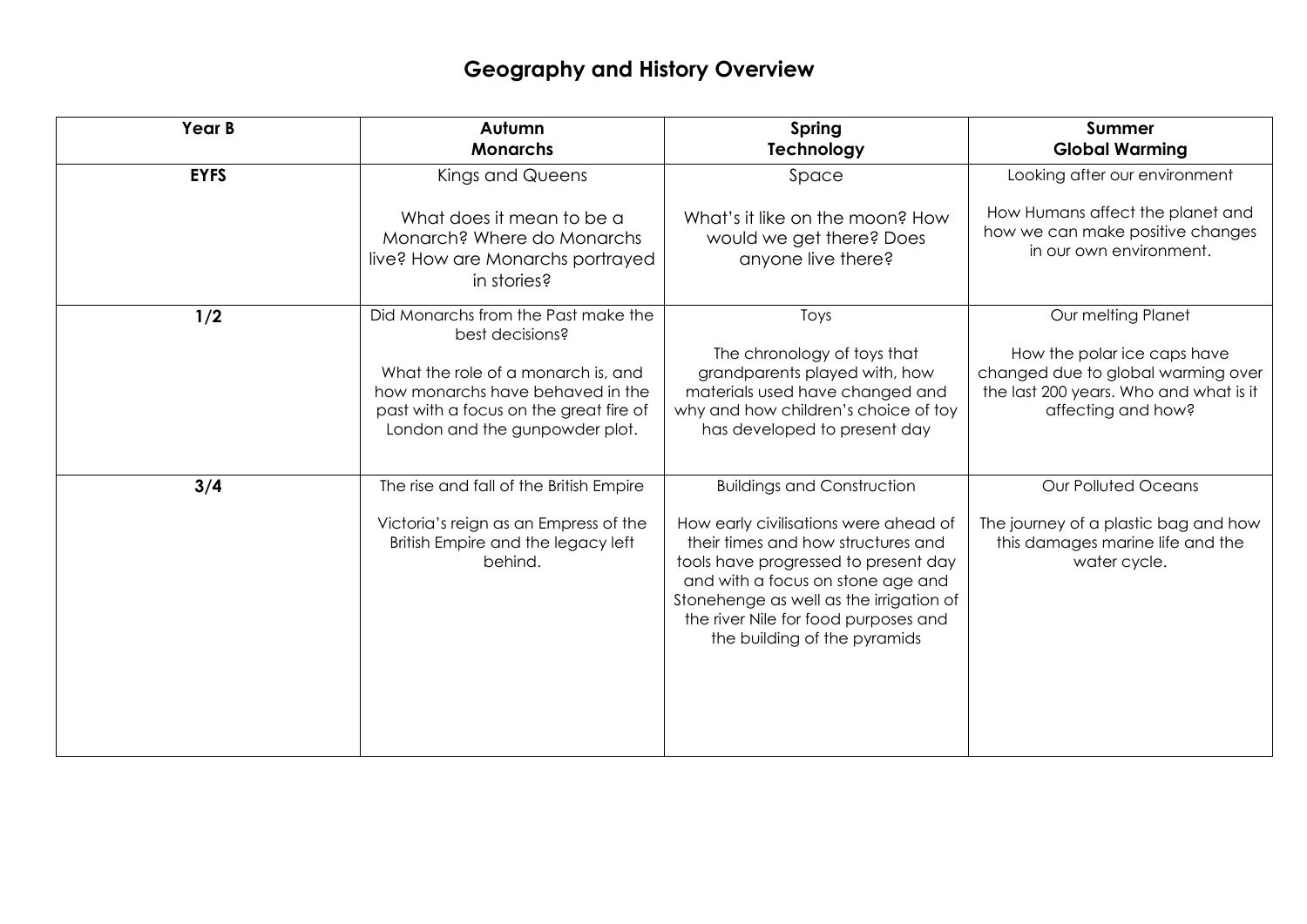# Geography and History Overview

| Year B | Autumn<br>**Monarchs** | Spring<br>**Technology** | Summer<br>**Global Warming** |
|---|---|---|---|
| **EYFS** | Kings and Queens<br><br>What does it mean to be a Monarch? Where do Monarchs live? How are Monarchs portrayed in stories? | Space<br><br>What's it like on the moon? How would we get there? Does anyone live there? | Looking after our environment<br><br>How Humans affect the planet and how we can make positive changes in our own environment. |
| **1/2** | Did Monarchs from the Past make the best decisions?<br><br>What the role of a monarch is, and how monarchs have behaved in the past with a focus on the great fire of London and the gunpowder plot. | Toys<br><br>The chronology of toys that grandparents played with, how materials used have changed and why and how children's choice of toy has developed to present day | Our melting Planet<br><br>How the polar ice caps have changed due to global warming over the last 200 years. Who and what is it affecting and how? |
| **3/4** | The rise and fall of the British Empire<br><br>Victoria's reign as an Empress of the British Empire and the legacy left behind. | Buildings and Construction<br><br>How early civilisations were ahead of their times and how structures and tools have progressed to present day and with a focus on stone age and Stonehenge as well as the irrigation of the river Nile for food purposes and the building of the pyramids | Our Polluted Oceans<br><br>The journey of a plastic bag and how this damages marine life and the water cycle. |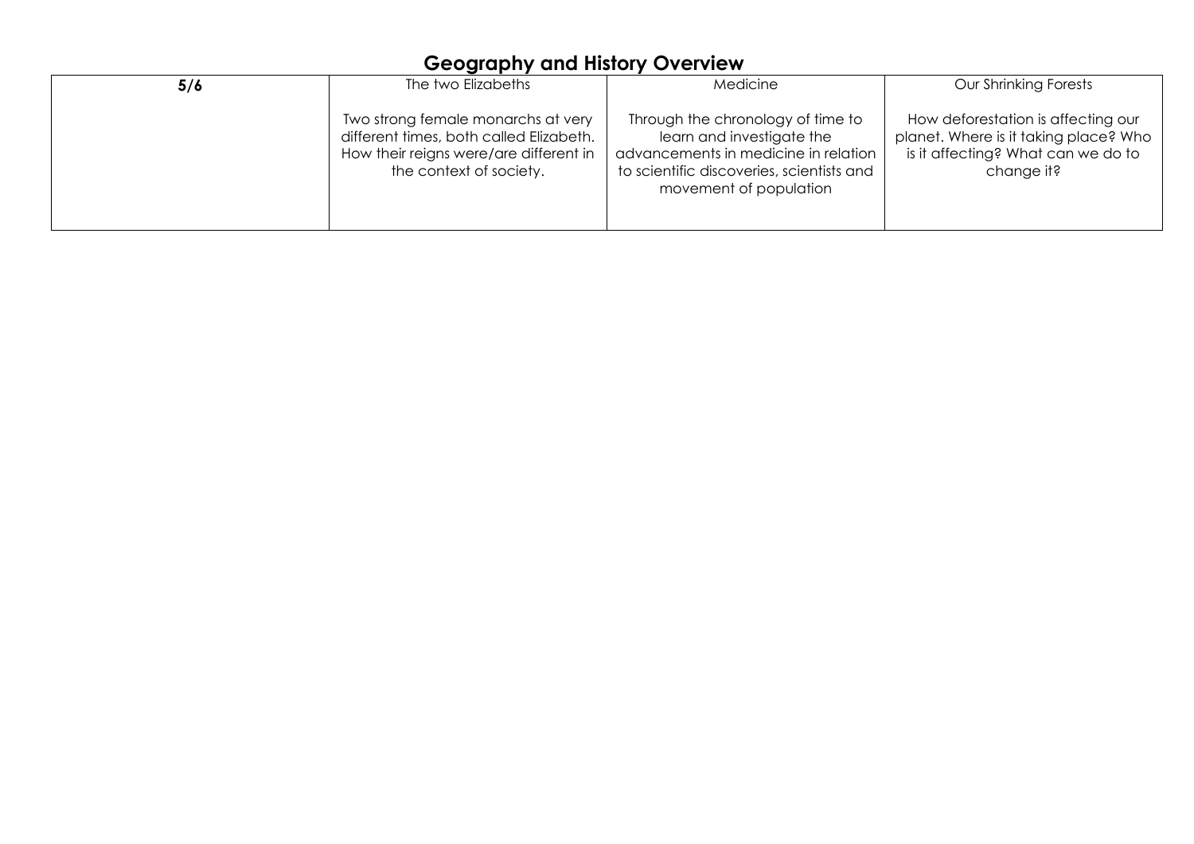# Geography and History Overview

| | | | |
|---|---|---|---|
| **5/6** | The two Elizabeths<br><br>Two strong female monarchs at very different times, both called Elizabeth. How their reigns were/are different in the context of society. | Medicine<br><br>Through the chronology of time to learn and investigate the advancements in medicine in relation to scientific discoveries, scientists and movement of population | Our Shrinking Forests<br><br>How deforestation is affecting our planet. Where is it taking place? Who is it affecting? What can we do to change it? |